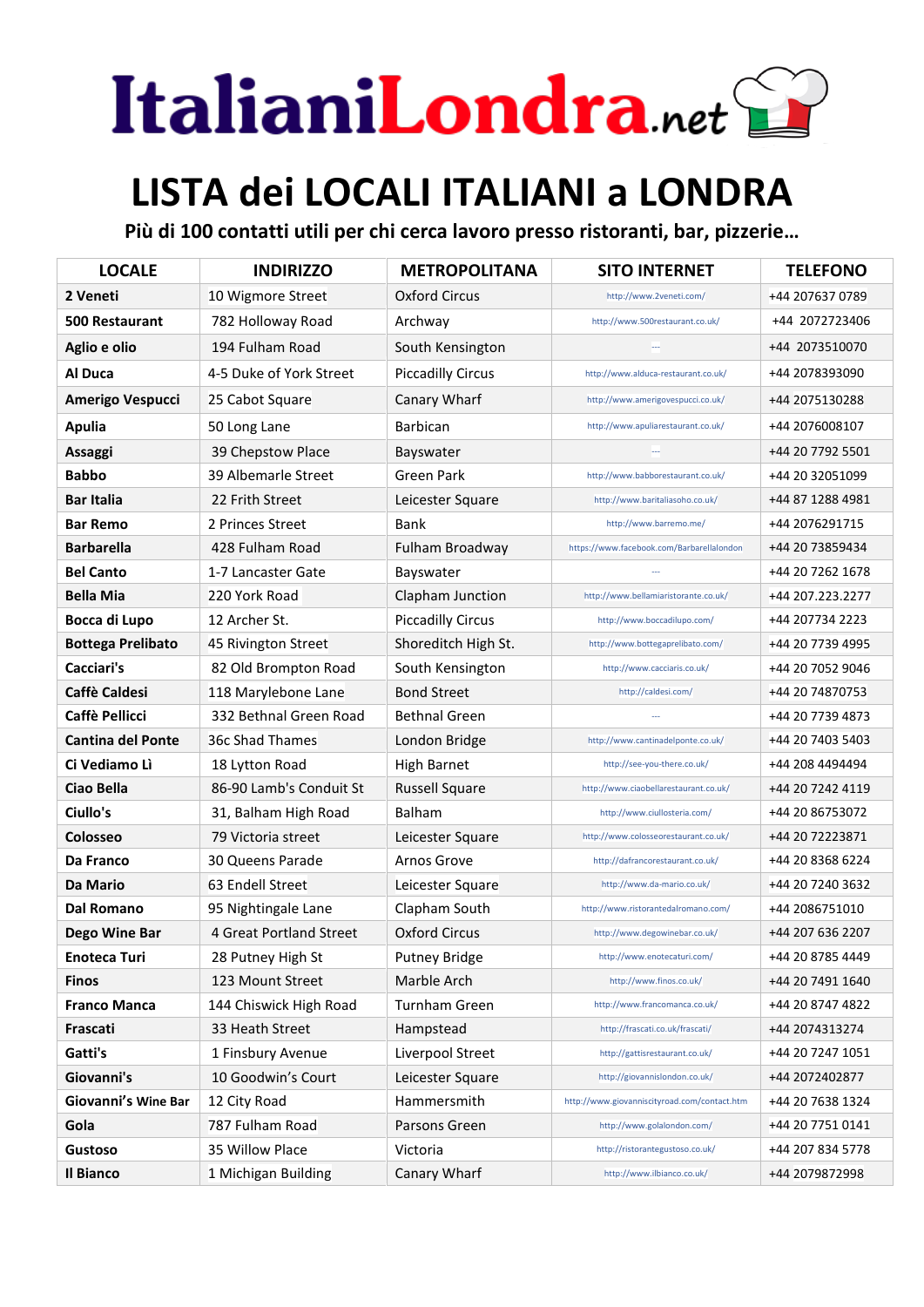# ItalianiLondra.net

# LISTA dei LOCALI ITALIANI a LONDRA

**Più di 100 contatti utili per chi cerca lavoro presso ristoranti, bar, pizzerie…**

| LOCALE | INDIRIZZO | METROPOLITANA | SITO INTERNET | TELEFONO |
|---|---|---|---|---|
| **2 Veneti** | 10 Wigmore Street | Oxford Circus | http://www.2veneti.com/ | +44 207637 0789 |
| **500 Restaurant** | 782 Holloway Road | Archway | http://www.500restaurant.co.uk/ | +44 2072723406 |
| **Aglio e olio** | 194 Fulham Road | South Kensington | --- | +44 2073510070 |
| **Al Duca** | 4-5 Duke of York Street | Piccadilly Circus | http://www.alduca-restaurant.co.uk/ | +44 2078393090 |
| **Amerigo Vespucci** | 25 Cabot Square | Canary Wharf | http://www.amerigovespucci.co.uk/ | +44 2075130288 |
| **Apulia** | 50 Long Lane | Barbican | http://www.apuliarestaurant.co.uk/ | +44 2076008107 |
| **Assaggi** | 39 Chepstow Place | Bayswater | --- | +44 20 7792 5501 |
| **Babbo** | 39 Albemarle Street | Green Park | http://www.babborestaurant.co.uk/ | +44 20 32051099 |
| **Bar Italia** | 22 Frith Street | Leicester Square | http://www.baritaliasoho.co.uk/ | +44 87 1288 4981 |
| **Bar Remo** | 2 Princes Street | Bank | http://www.barremo.me/ | +44 2076291715 |
| **Barbarella** | 428 Fulham Road | Fulham Broadway | https://www.facebook.com/Barbarellalondon | +44 20 73859434 |
| **Bel Canto** | 1-7 Lancaster Gate | Bayswater | --- | +44 20 7262 1678 |
| **Bella Mia** | 220 York Road | Clapham Junction | http://www.bellamiaristorante.co.uk/ | +44 207.223.2277 |
| **Bocca di Lupo** | 12 Archer St. | Piccadilly Circus | http://www.boccadilupo.com/ | +44 207734 2223 |
| **Bottega Prelibato** | 45 Rivington Street | Shoreditch High St. | http://www.bottegaprelibato.com/ | +44 20 7739 4995 |
| **Cacciari's** | 82 Old Brompton Road | South Kensington | http://www.cacciaris.co.uk/ | +44 20 7052 9046 |
| **Caffè Caldesi** | 118 Marylebone Lane | Bond Street | http://caldesi.com/ | +44 20 74870753 |
| **Caffè Pellicci** | 332 Bethnal Green Road | Bethnal Green | --- | +44 20 7739 4873 |
| **Cantina del Ponte** | 36c Shad Thames | London Bridge | http://www.cantinadelponte.co.uk/ | +44 20 7403 5403 |
| **Ci Vediamo Lì** | 18 Lytton Road | High Barnet | http://see-you-there.co.uk/ | +44 208 4494494 |
| **Ciao Bella** | 86-90 Lamb's Conduit St | Russell Square | http://www.ciaobellarestaurant.co.uk/ | +44 20 7242 4119 |
| **Ciullo's** | 31, Balham High Road | Balham | http://www.ciullosteria.com/ | +44 20 86753072 |
| **Colosseo** | 79 Victoria street | Leicester Square | http://www.colosseorestaurant.co.uk/ | +44 20 72223871 |
| **Da Franco** | 30 Queens Parade | Arnos Grove | http://dafrancorestaurant.co.uk/ | +44 20 8368 6224 |
| **Da Mario** | 63 Endell Street | Leicester Square | http://www.da-mario.co.uk/ | +44 20 7240 3632 |
| **Dal Romano** | 95 Nightingale Lane | Clapham South | http://www.ristorantedalromano.com/ | +44 2086751010 |
| **Dego Wine Bar** | 4 Great Portland Street | Oxford Circus | http://www.degowinebar.co.uk/ | +44 207 636 2207 |
| **Enoteca Turi** | 28 Putney High St | Putney Bridge | http://www.enotecaturi.com/ | +44 20 8785 4449 |
| **Finos** | 123 Mount Street | Marble Arch | http://www.finos.co.uk/ | +44 20 7491 1640 |
| **Franco Manca** | 144 Chiswick High Road | Turnham Green | http://www.francomanca.co.uk/ | +44 20 8747 4822 |
| **Frascati** | 33 Heath Street | Hampstead | http://frascati.co.uk/frascati/ | +44 2074313274 |
| **Gatti's** | 1 Finsbury Avenue | Liverpool Street | http://gattisrestaurant.co.uk/ | +44 20 7247 1051 |
| **Giovanni's** | 10 Goodwin's Court | Leicester Square | http://giovannislondon.co.uk/ | +44 2072402877 |
| **Giovanni's Wine Bar** | 12 City Road | Hammersmith | http://www.giovanniscityroad.com/contact.htm | +44 20 7638 1324 |
| **Gola** | 787 Fulham Road | Parsons Green | http://www.golalondon.com/ | +44 20 7751 0141 |
| **Gustoso** | 35 Willow Place | Victoria | http://ristorantegustoso.co.uk/ | +44 207 834 5778 |
| **Il Bianco** | 1 Michigan Building | Canary Wharf | http://www.ilbianco.co.uk/ | +44 2079872998 |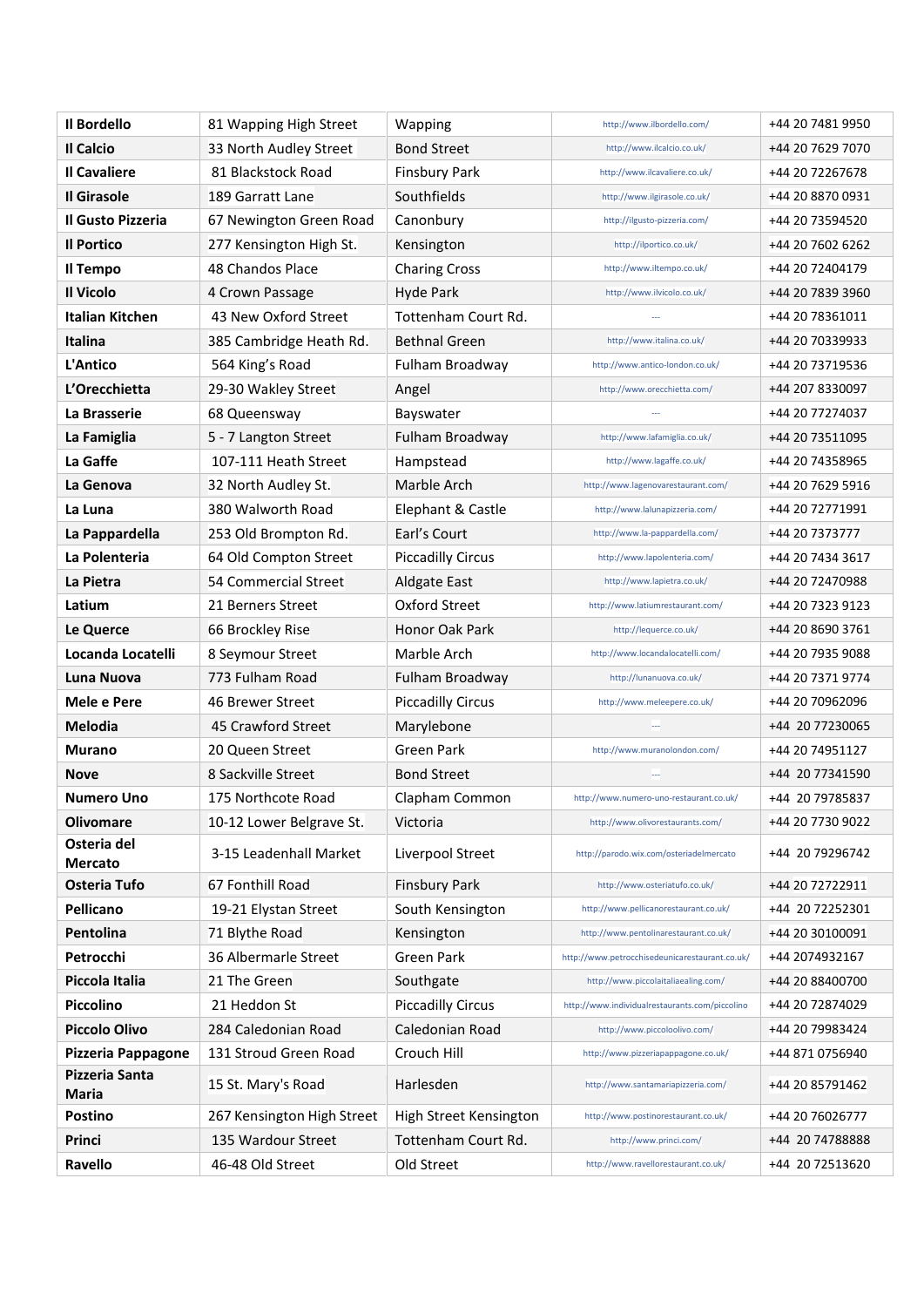| **Il Bordello** | 81 Wapping High Street | Wapping | http://www.ilbordello.com/ | +44 20 7481 9950 |
|---|---|---|---|---|
| **Il Calcio** | 33 North Audley Street | Bond Street | http://www.ilcalcio.co.uk/ | +44 20 7629 7070 |
| **Il Cavaliere** | 81 Blackstock Road | Finsbury Park | http://www.ilcavaliere.co.uk/ | +44 20 72267678 |
| **Il Girasole** | 189 Garratt Lane | Southfields | http://www.ilgirasole.co.uk/ | +44 20 8870 0931 |
| **Il Gusto Pizzeria** | 67 Newington Green Road | Canonbury | http://ilgusto-pizzeria.com/ | +44 20 73594520 |
| **Il Portico** | 277 Kensington High St. | Kensington | http://ilportico.co.uk/ | +44 20 7602 6262 |
| **Il Tempo** | 48 Chandos Place | Charing Cross | http://www.iltempo.co.uk/ | +44 20 72404179 |
| **Il Vicolo** | 4 Crown Passage | Hyde Park | http://www.ilvicolo.co.uk/ | +44 20 7839 3960 |
| **Italian Kitchen** | 43 New Oxford Street | Tottenham Court Rd. | --- | +44 20 78361011 |
| **Italina** | 385 Cambridge Heath Rd. | Bethnal Green | http://www.italina.co.uk/ | +44 20 70339933 |
| **L'Antico** | 564 King's Road | Fulham Broadway | http://www.antico-london.co.uk/ | +44 20 73719536 |
| **L'Orecchietta** | 29-30 Wakley Street | Angel | http://www.orecchietta.com/ | +44 207 8330097 |
| **La Brasserie** | 68 Queensway | Bayswater | --- | +44 20 77274037 |
| **La Famiglia** | 5 - 7 Langton Street | Fulham Broadway | http://www.lafamiglia.co.uk/ | +44 20 73511095 |
| **La Gaffe** | 107-111 Heath Street | Hampstead | http://www.lagaffe.co.uk/ | +44 20 74358965 |
| **La Genova** | 32 North Audley St. | Marble Arch | http://www.lagenovarestaurant.com/ | +44 20 7629 5916 |
| **La Luna** | 380 Walworth Road | Elephant & Castle | http://www.lalunapizzeria.com/ | +44 20 72771991 |
| **La Pappardella** | 253 Old Brompton Rd. | Earl's Court | http://www.la-pappardella.com/ | +44 20 7373777 |
| **La Polenteria** | 64 Old Compton Street | Piccadilly Circus | http://www.lapolenteria.com/ | +44 20 7434 3617 |
| **La Pietra** | 54 Commercial Street | Aldgate East | http://www.lapietra.co.uk/ | +44 20 72470988 |
| **Latium** | 21 Berners Street | Oxford Street | http://www.latiumrestaurant.com/ | +44 20 7323 9123 |
| **Le Querce** | 66 Brockley Rise | Honor Oak Park | http://lequerce.co.uk/ | +44 20 8690 3761 |
| **Locanda Locatelli** | 8 Seymour Street | Marble Arch | http://www.locandalocatelli.com/ | +44 20 7935 9088 |
| **Luna Nuova** | 773 Fulham Road | Fulham Broadway | http://lunanuova.co.uk/ | +44 20 7371 9774 |
| **Mele e Pere** | 46 Brewer Street | Piccadilly Circus | http://www.meleepere.co.uk/ | +44 20 70962096 |
| **Melodia** | 45 Crawford Street | Marylebone | --- | +44 20 77230065 |
| **Murano** | 20 Queen Street | Green Park | http://www.muranolondon.com/ | +44 20 74951127 |
| **Nove** | 8 Sackville Street | Bond Street | --- | +44 20 77341590 |
| **Numero Uno** | 175 Northcote Road | Clapham Common | http://www.numero-uno-restaurant.co.uk/ | +44 20 79785837 |
| **Olivomare** | 10-12 Lower Belgrave St. | Victoria | http://www.olivorestaurants.com/ | +44 20 7730 9022 |
| **Osteria del Mercato** | 3-15 Leadenhall Market | Liverpool Street | http://parodo.wix.com/osteriadelmercato | +44 20 79296742 |
| **Osteria Tufo** | 67 Fonthill Road | Finsbury Park | http://www.osteriatufo.co.uk/ | +44 20 72722911 |
| **Pellicano** | 19-21 Elystan Street | South Kensington | http://www.pellicanorestaurant.co.uk/ | +44 20 72252301 |
| **Pentolina** | 71 Blythe Road | Kensington | http://www.pentolinarestaurant.co.uk/ | +44 20 30100091 |
| **Petrocchi** | 36 Albermarle Street | Green Park | http://www.petrocchisedeunicarestaurant.co.uk/ | +44 2074932167 |
| **Piccola Italia** | 21 The Green | Southgate | http://www.piccolaitaliaealing.com/ | +44 20 88400700 |
| **Piccolino** | 21 Heddon St | Piccadilly Circus | http://www.individualrestaurants.com/piccolino | +44 20 72874029 |
| **Piccolo Olivo** | 284 Caledonian Road | Caledonian Road | http://www.piccoloolivo.com/ | +44 20 79983424 |
| **Pizzeria Pappagone** | 131 Stroud Green Road | Crouch Hill | http://www.pizzeriapappagone.co.uk/ | +44 871 0756940 |
| **Pizzeria Santa Maria** | 15 St. Mary's Road | Harlesden | http://www.santamariapizzeria.com/ | +44 20 85791462 |
| **Postino** | 267 Kensington High Street | High Street Kensington | http://www.postinorestaurant.co.uk/ | +44 20 76026777 |
| **Princi** | 135 Wardour Street | Tottenham Court Rd. | http://www.princi.com/ | +44 20 74788888 |
| **Ravello** | 46-48 Old Street | Old Street | http://www.ravellorestaurant.co.uk/ | +44 20 72513620 |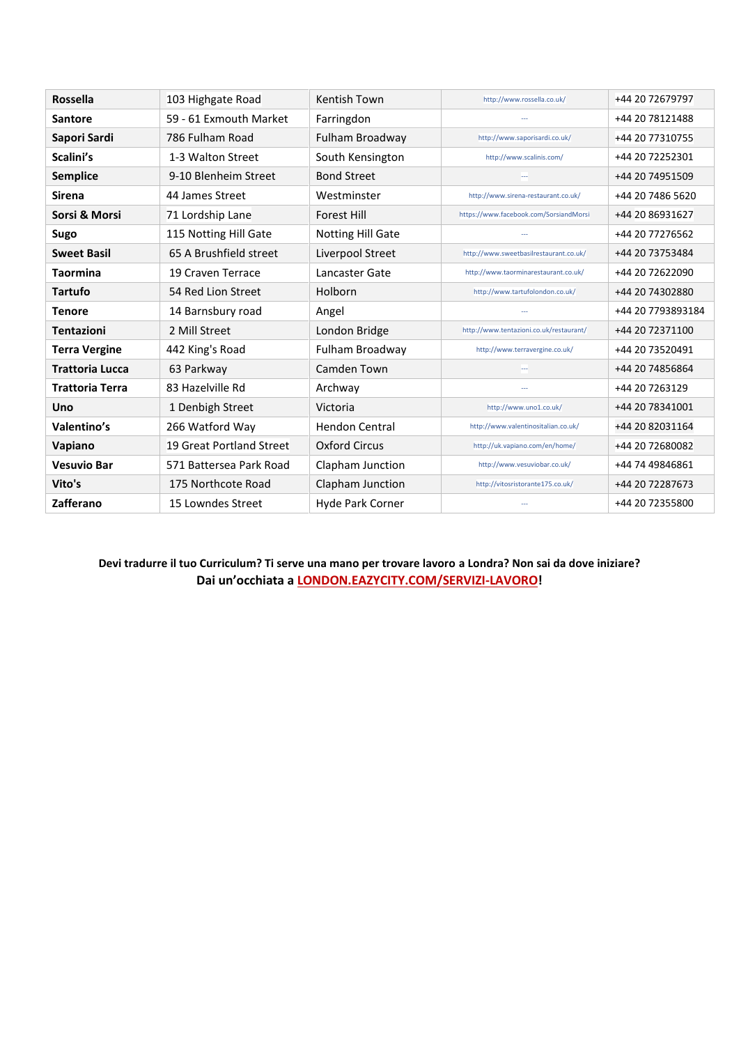| | | | | |
|---|---|---|---|---|
| **Rossella** | 103 Highgate Road | Kentish Town | http://www.rossella.co.uk/ | +44 20 72679797 |
| **Santore** | 59 - 61 Exmouth Market | Farringdon | --- | +44 20 78121488 |
| **Sapori Sardi** | 786 Fulham Road | Fulham Broadway | http://www.saporisardi.co.uk/ | +44 20 77310755 |
| **Scalini's** | 1-3 Walton Street | South Kensington | http://www.scalinis.com/ | +44 20 72252301 |
| **Semplice** | 9-10 Blenheim Street | Bond Street | --- | +44 20 74951509 |
| **Sirena** | 44 James Street | Westminster | http://www.sirena-restaurant.co.uk/ | +44 20 7486 5620 |
| **Sorsi & Morsi** | 71 Lordship Lane | Forest Hill | https://www.facebook.com/SorsiandMorsi | +44 20 86931627 |
| **Sugo** | 115 Notting Hill Gate | Notting Hill Gate | --- | +44 20 77276562 |
| **Sweet Basil** | 65 A Brushfield street | Liverpool Street | http://www.sweetbasilrestaurant.co.uk/ | +44 20 73753484 |
| **Taormina** | 19 Craven Terrace | Lancaster Gate | http://www.taorminarestaurant.co.uk/ | +44 20 72622090 |
| **Tartufo** | 54 Red Lion Street | Holborn | http://www.tartufolondon.co.uk/ | +44 20 74302880 |
| **Tenore** | 14 Barnsbury road | Angel | --- | +44 20 7793893184 |
| **Tentazioni** | 2 Mill Street | London Bridge | http://www.tentazioni.co.uk/restaurant/ | +44 20 72371100 |
| **Terra Vergine** | 442 King's Road | Fulham Broadway | http://www.terravergine.co.uk/ | +44 20 73520491 |
| **Trattoria Lucca** | 63 Parkway | Camden Town | --- | +44 20 74856864 |
| **Trattoria Terra** | 83 Hazelville Rd | Archway | --- | +44 20 7263129 |
| **Uno** | 1 Denbigh Street | Victoria | http://www.uno1.co.uk/ | +44 20 78341001 |
| **Valentino's** | 266 Watford Way | Hendon Central | http://www.valentinositalian.co.uk/ | +44 20 82031164 |
| **Vapiano** | 19 Great Portland Street | Oxford Circus | http://uk.vapiano.com/en/home/ | +44 20 72680082 |
| **Vesuvio Bar** | 571 Battersea Park Road | Clapham Junction | http://www.vesuviobar.co.uk/ | +44 74 49846861 |
| **Vito's** | 175 Northcote Road | Clapham Junction | http://vitosristorante175.co.uk/ | +44 20 72287673 |
| **Zafferano** | 15 Lowndes Street | Hyde Park Corner | --- | +44 20 72355800 |

**Devi tradurre il tuo Curriculum? Ti serve una mano per trovare lavoro a Londra? Non sai da dove iniziare?**
**Dai un'occhiata a LONDON.EAZYCITY.COM/SERVIZI-LAVORO!**